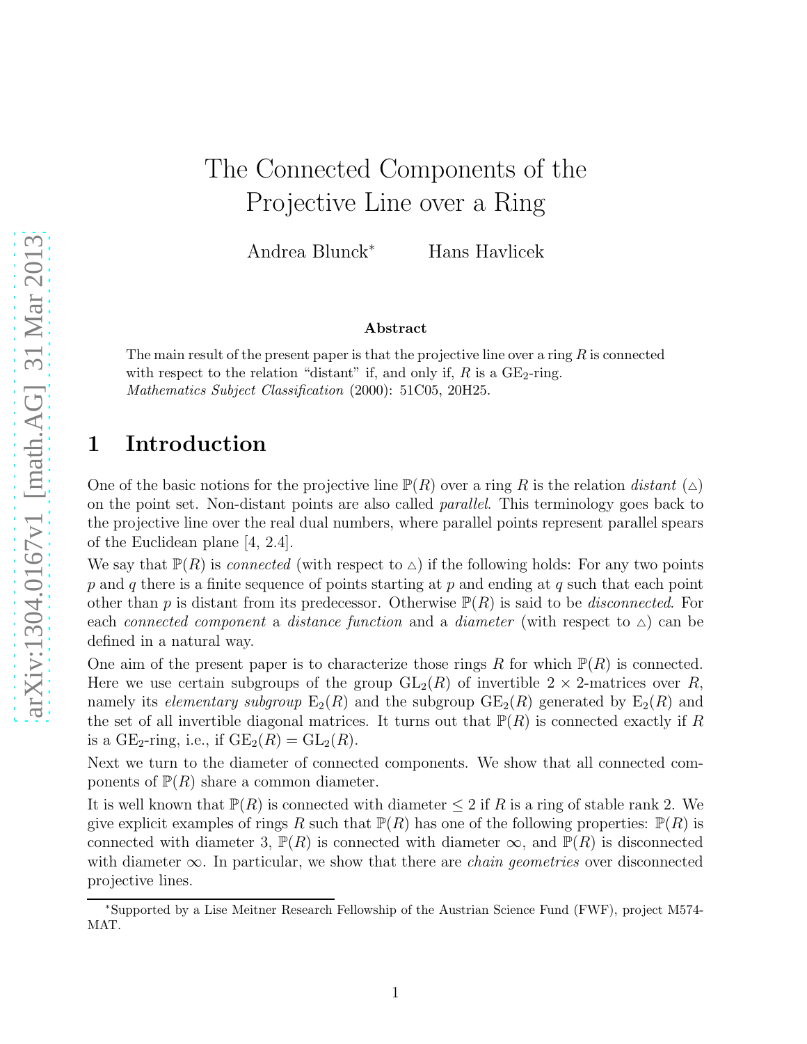# The Connected Components of the Projective Line over a Ring

Andrea Blunck[*] Hans Havlicek

**Abstract**

The main result of the present paper is that the projective line over a ring $R$ is connected with respect to the relation "distant" if, and only if, $R$ is a $\mathrm{GE}_2$-ring.

*Mathematics Subject Classification* (2000): 51C05, 20H25.

## 1 Introduction

One of the basic notions for the projective line $\mathbb{P}(R)$ over a ring $R$ is the relation *distant* ($\vartriangle$) on the point set. Non-distant points are also called *parallel*. This terminology goes back to the projective line over the real dual numbers, where parallel points represent parallel spears of the Euclidean plane [4, 2.4].

We say that $\mathbb{P}(R)$ is *connected* (with respect to $\vartriangle$) if the following holds: For any two points $p$ and $q$ there is a finite sequence of points starting at $p$ and ending at $q$ such that each point other than $p$ is distant from its predecessor. Otherwise $\mathbb{P}(R)$ is said to be *disconnected*. For each *connected component* a *distance function* and a *diameter* (with respect to $\vartriangle$) can be defined in a natural way.

One aim of the present paper is to characterize those rings $R$ for which $\mathbb{P}(R)$ is connected. Here we use certain subgroups of the group $\mathrm{GL}_2(R)$ of invertible $2 \times 2$-matrices over $R$, namely its *elementary subgroup* $\mathrm{E}_2(R)$ and the subgroup $\mathrm{GE}_2(R)$ generated by $\mathrm{E}_2(R)$ and the set of all invertible diagonal matrices. It turns out that $\mathbb{P}(R)$ is connected exactly if $R$ is a $\mathrm{GE}_2$-ring, i.e., if $\mathrm{GE}_2(R) = \mathrm{GL}_2(R)$.

Next we turn to the diameter of connected components. We show that all connected components of $\mathbb{P}(R)$ share a common diameter.

It is well known that $\mathbb{P}(R)$ is connected with diameter $\leq 2$ if $R$ is a ring of stable rank 2. We give explicit examples of rings $R$ such that $\mathbb{P}(R)$ has one of the following properties: $\mathbb{P}(R)$ is connected with diameter 3, $\mathbb{P}(R)$ is connected with diameter $\infty$, and $\mathbb{P}(R)$ is disconnected with diameter $\infty$. In particular, we show that there are *chain geometries* over disconnected projective lines.

[*]Supported by a Lise Meitner Research Fellowship of the Austrian Science Fund (FWF), project M574-MAT.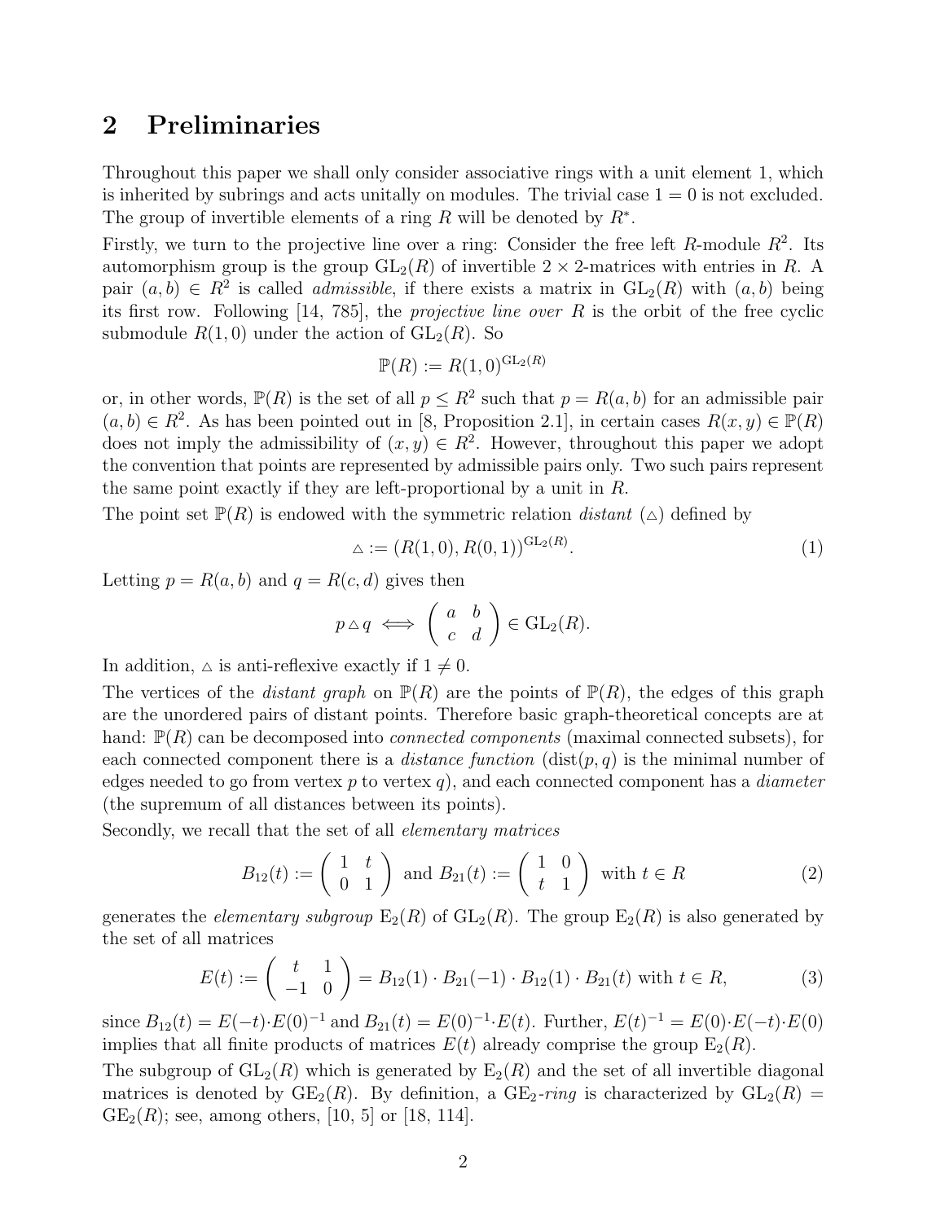## 2 Preliminaries

Throughout this paper we shall only consider associative rings with a unit element 1, which is inherited by subrings and acts unitally on modules. The trivial case $1 = 0$ is not excluded. The group of invertible elements of a ring $R$ will be denoted by $R^*$.

Firstly, we turn to the projective line over a ring: Consider the free left $R$-module $R^2$. Its automorphism group is the group $\mathrm{GL}_2(R)$ of invertible $2 \times 2$-matrices with entries in $R$. A pair $(a, b) \in R^2$ is called *admissible*, if there exists a matrix in $\mathrm{GL}_2(R)$ with $(a, b)$ being its first row. Following [14, 785], the *projective line over* $R$ is the orbit of the free cyclic submodule $R(1, 0)$ under the action of $\mathrm{GL}_2(R)$. So

$$\mathbb{P}(R) := R(1, 0)^{\mathrm{GL}_2(R)}$$

or, in other words, $\mathbb{P}(R)$ is the set of all $p \leq R^2$ such that $p = R(a, b)$ for an admissible pair $(a, b) \in R^2$. As has been pointed out in [8, Proposition 2.1], in certain cases $R(x, y) \in \mathbb{P}(R)$ does not imply the admissibility of $(x, y) \in R^2$. However, throughout this paper we adopt the convention that points are represented by admissible pairs only. Two such pairs represent the same point exactly if they are left-proportional by a unit in $R$.

The point set $\mathbb{P}(R)$ is endowed with the symmetric relation *distant* ($\vartriangle$) defined by

$$\vartriangle := (R(1, 0), R(0, 1))^{\mathrm{GL}_2(R)}. \tag{1}$$

Letting $p = R(a, b)$ and $q = R(c, d)$ gives then

$$p \vartriangle q \iff \begin{pmatrix} a & b \\ c & d \end{pmatrix} \in \mathrm{GL}_2(R).$$

In addition, $\vartriangle$ is anti-reflexive exactly if $1 \neq 0$.

The vertices of the *distant graph* on $\mathbb{P}(R)$ are the points of $\mathbb{P}(R)$, the edges of this graph are the unordered pairs of distant points. Therefore basic graph-theoretical concepts are at hand: $\mathbb{P}(R)$ can be decomposed into *connected components* (maximal connected subsets), for each connected component there is a *distance function* ($\mathrm{dist}(p, q)$ is the minimal number of edges needed to go from vertex $p$ to vertex $q$), and each connected component has a *diameter* (the supremum of all distances between its points).

Secondly, we recall that the set of all *elementary matrices*

$$B_{12}(t) := \begin{pmatrix} 1 & t \\ 0 & 1 \end{pmatrix} \text{ and } B_{21}(t) := \begin{pmatrix} 1 & 0 \\ t & 1 \end{pmatrix} \text{ with } t \in R \tag{2}$$

generates the *elementary subgroup* $\mathrm{E}_2(R)$ of $\mathrm{GL}_2(R)$. The group $\mathrm{E}_2(R)$ is also generated by the set of all matrices

$$E(t) := \begin{pmatrix} t & 1 \\ -1 & 0 \end{pmatrix} = B_{12}(1) \cdot B_{21}(-1) \cdot B_{12}(1) \cdot B_{21}(t) \text{ with } t \in R, \tag{3}$$

since $B_{12}(t) = E(-t) \cdot E(0)^{-1}$ and $B_{21}(t) = E(0)^{-1} \cdot E(t)$. Further, $E(t)^{-1} = E(0) \cdot E(-t) \cdot E(0)$ implies that all finite products of matrices $E(t)$ already comprise the group $\mathrm{E}_2(R)$.

The subgroup of $\mathrm{GL}_2(R)$ which is generated by $\mathrm{E}_2(R)$ and the set of all invertible diagonal matrices is denoted by $\mathrm{GE}_2(R)$. By definition, a $\mathrm{GE}_2$*-ring* is characterized by $\mathrm{GL}_2(R) = \mathrm{GE}_2(R)$; see, among others, [10, 5] or [18, 114].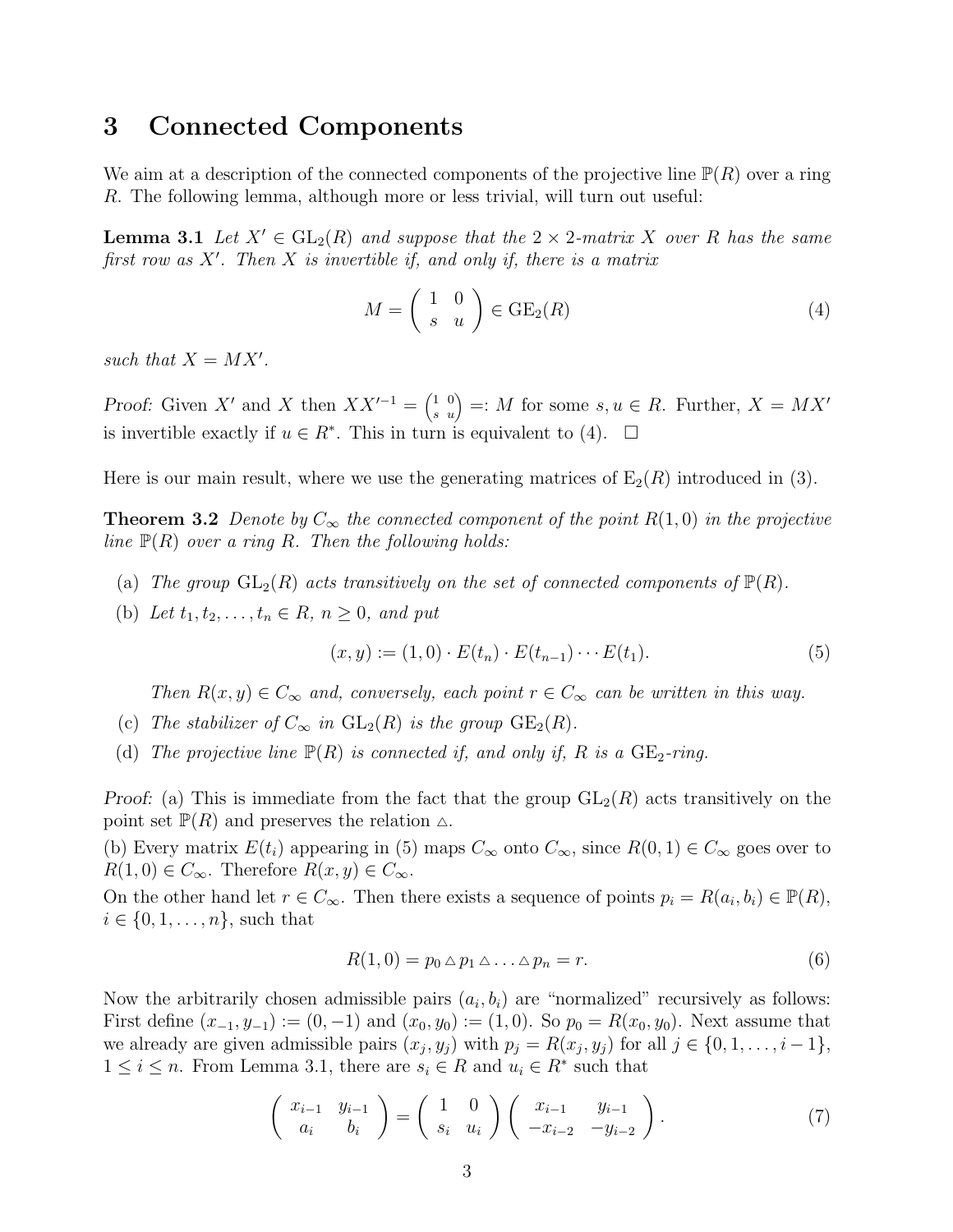## 3 Connected Components

We aim at a description of the connected components of the projective line $\mathbb{P}(R)$ over a ring $R$. The following lemma, although more or less trivial, will turn out useful:

**Lemma 3.1** *Let $X' \in \mathrm{GL}_2(R)$ and suppose that the $2 \times 2$-matrix $X$ over $R$ has the same first row as $X'$. Then $X$ is invertible if, and only if, there is a matrix*

$$M = \begin{pmatrix} 1 & 0 \\ s & u \end{pmatrix} \in \mathrm{GE}_2(R) \tag{4}$$

*such that $X = MX'$.*

*Proof:* Given $X'$ and $X$ then $XX'^{-1} = \left(\begin{smallmatrix} 1 & 0 \\ s & u \end{smallmatrix}\right) =: M$ for some $s, u \in R$. Further, $X = MX'$ is invertible exactly if $u \in R^*$. This in turn is equivalent to (4). □

Here is our main result, where we use the generating matrices of $\mathrm{E}_2(R)$ introduced in (3).

**Theorem 3.2** *Denote by $C_\infty$ the connected component of the point $R(1,0)$ in the projective line $\mathbb{P}(R)$ over a ring $R$. Then the following holds:*

(a) *The group $\mathrm{GL}_2(R)$ acts transitively on the set of connected components of $\mathbb{P}(R)$.*

(b) *Let $t_1, t_2, \ldots, t_n \in R$, $n \geq 0$, and put*

$$(x, y) := (1, 0) \cdot E(t_n) \cdot E(t_{n-1}) \cdots E(t_1). \tag{5}$$

*Then $R(x, y) \in C_\infty$ and, conversely, each point $r \in C_\infty$ can be written in this way.*

(c) *The stabilizer of $C_\infty$ in $\mathrm{GL}_2(R)$ is the group $\mathrm{GE}_2(R)$.*

(d) *The projective line $\mathbb{P}(R)$ is connected if, and only if, $R$ is a $\mathrm{GE}_2$-ring.*

*Proof:* (a) This is immediate from the fact that the group $\mathrm{GL}_2(R)$ acts transitively on the point set $\mathbb{P}(R)$ and preserves the relation $\vartriangle$.

(b) Every matrix $E(t_i)$ appearing in (5) maps $C_\infty$ onto $C_\infty$, since $R(0,1) \in C_\infty$ goes over to $R(1,0) \in C_\infty$. Therefore $R(x, y) \in C_\infty$.

On the other hand let $r \in C_\infty$. Then there exists a sequence of points $p_i = R(a_i, b_i) \in \mathbb{P}(R)$, $i \in \{0, 1, \ldots, n\}$, such that

$$R(1, 0) = p_0 \vartriangle p_1 \vartriangle \ldots \vartriangle p_n = r. \tag{6}$$

Now the arbitrarily chosen admissible pairs $(a_i, b_i)$ are "normalized" recursively as follows: First define $(x_{-1}, y_{-1}) := (0, -1)$ and $(x_0, y_0) := (1, 0)$. So $p_0 = R(x_0, y_0)$. Next assume that we already are given admissible pairs $(x_j, y_j)$ with $p_j = R(x_j, y_j)$ for all $j \in \{0, 1, \ldots, i-1\}$, $1 \leq i \leq n$. From Lemma 3.1, there are $s_i \in R$ and $u_i \in R^*$ such that

$$\begin{pmatrix} x_{i-1} & y_{i-1} \\ a_i & b_i \end{pmatrix} = \begin{pmatrix} 1 & 0 \\ s_i & u_i \end{pmatrix} \begin{pmatrix} x_{i-1} & y_{i-1} \\ -x_{i-2} & -y_{i-2} \end{pmatrix}. \tag{7}$$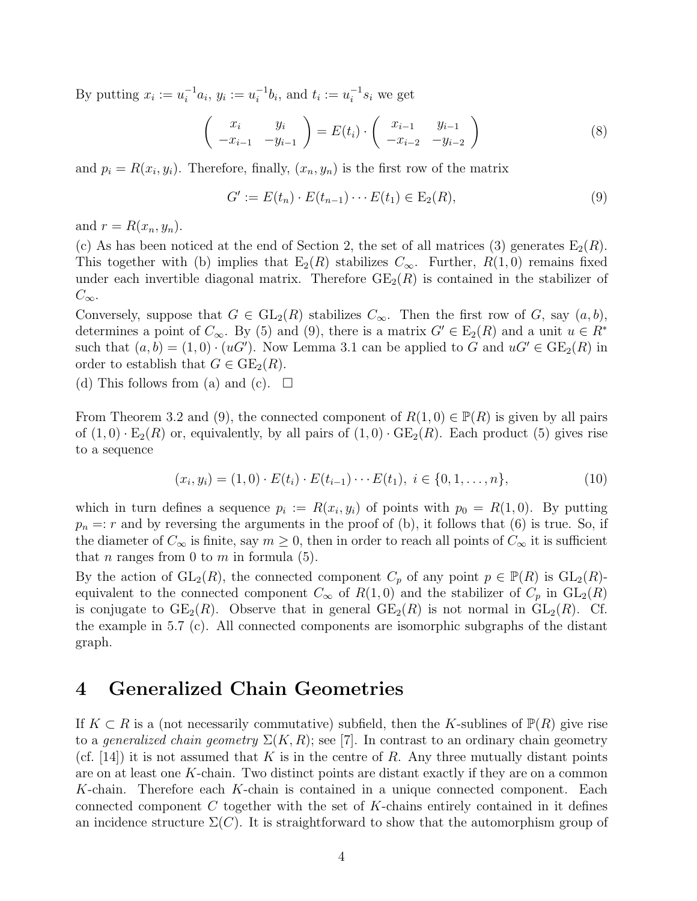By putting $x_i := u_i^{-1} a_i$, $y_i := u_i^{-1} b_i$, and $t_i := u_i^{-1} s_i$ we get

$$
\begin{pmatrix} x_i & y_i \\ -x_{i-1} & -y_{i-1} \end{pmatrix} = E(t_i) \cdot \begin{pmatrix} x_{i-1} & y_{i-1} \\ -x_{i-2} & -y_{i-2} \end{pmatrix} \tag{8}
$$

and $p_i = R(x_i, y_i)$. Therefore, finally, $(x_n, y_n)$ is the first row of the matrix

$$
G' := E(t_n) \cdot E(t_{n-1}) \cdots E(t_1) \in \mathrm{E}_2(R), \tag{9}
$$

and $r = R(x_n, y_n)$.

(c) As has been noticed at the end of Section 2, the set of all matrices (3) generates $\mathrm{E}_2(R)$. This together with (b) implies that $\mathrm{E}_2(R)$ stabilizes $C_\infty$. Further, $R(1,0)$ remains fixed under each invertible diagonal matrix. Therefore $\mathrm{GE}_2(R)$ is contained in the stabilizer of $C_\infty$.

Conversely, suppose that $G \in \mathrm{GL}_2(R)$ stabilizes $C_\infty$. Then the first row of $G$, say $(a, b)$, determines a point of $C_\infty$. By (5) and (9), there is a matrix $G' \in \mathrm{E}_2(R)$ and a unit $u \in R^*$ such that $(a, b) = (1, 0) \cdot (uG')$. Now Lemma 3.1 can be applied to $G$ and $uG' \in \mathrm{GE}_2(R)$ in order to establish that $G \in \mathrm{GE}_2(R)$.

(d) This follows from (a) and (c). $\square$

From Theorem 3.2 and (9), the connected component of $R(1,0) \in \mathbb{P}(R)$ is given by all pairs of $(1,0) \cdot \mathrm{E}_2(R)$ or, equivalently, by all pairs of $(1,0) \cdot \mathrm{GE}_2(R)$. Each product (5) gives rise to a sequence

$$
(x_i, y_i) = (1, 0) \cdot E(t_i) \cdot E(t_{i-1}) \cdots E(t_1),\ i \in \{0, 1, \ldots, n\}, \tag{10}
$$

which in turn defines a sequence $p_i := R(x_i, y_i)$ of points with $p_0 = R(1,0)$. By putting $p_n =: r$ and by reversing the arguments in the proof of (b), it follows that (6) is true. So, if the diameter of $C_\infty$ is finite, say $m \geq 0$, then in order to reach all points of $C_\infty$ it is sufficient that $n$ ranges from 0 to $m$ in formula (5).

By the action of $\mathrm{GL}_2(R)$, the connected component $C_p$ of any point $p \in \mathbb{P}(R)$ is $\mathrm{GL}_2(R)$-equivalent to the connected component $C_\infty$ of $R(1,0)$ and the stabilizer of $C_p$ in $\mathrm{GL}_2(R)$ is conjugate to $\mathrm{GE}_2(R)$. Observe that in general $\mathrm{GE}_2(R)$ is not normal in $\mathrm{GL}_2(R)$. Cf. the example in 5.7 (c). All connected components are isomorphic subgraphs of the distant graph.

# 4 Generalized Chain Geometries

If $K \subset R$ is a (not necessarily commutative) subfield, then the $K$-sublines of $\mathbb{P}(R)$ give rise to a *generalized chain geometry* $\Sigma(K, R)$; see [7]. In contrast to an ordinary chain geometry (cf. [14]) it is not assumed that $K$ is in the centre of $R$. Any three mutually distant points are on at least one $K$-chain. Two distinct points are distant exactly if they are on a common $K$-chain. Therefore each $K$-chain is contained in a unique connected component. Each connected component $C$ together with the set of $K$-chains entirely contained in it defines an incidence structure $\Sigma(C)$. It is straightforward to show that the automorphism group of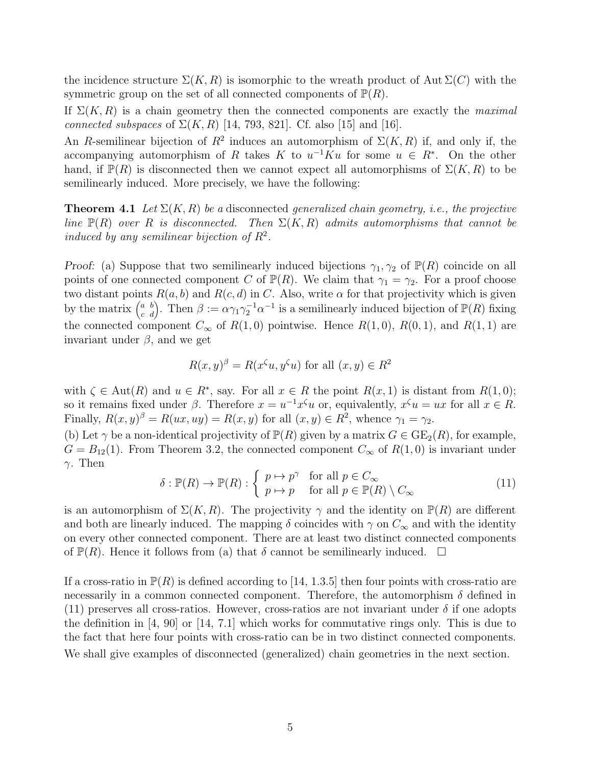the incidence structure $\Sigma(K, R)$ is isomorphic to the wreath product of $\operatorname{Aut}\Sigma(C)$ with the symmetric group on the set of all connected components of $\mathbb{P}(R)$.

If $\Sigma(K, R)$ is a chain geometry then the connected components are exactly the *maximal connected subspaces* of $\Sigma(K, R)$ [14, 793, 821]. Cf. also [15] and [16].

An $R$-semilinear bijection of $R^2$ induces an automorphism of $\Sigma(K, R)$ if, and only if, the accompanying automorphism of $R$ takes $K$ to $u^{-1}Ku$ for some $u \in R^*$. On the other hand, if $\mathbb{P}(R)$ is disconnected then we cannot expect all automorphisms of $\Sigma(K, R)$ to be semilinearly induced. More precisely, we have the following:

**Theorem 4.1** *Let $\Sigma(K, R)$ be a* disconnected *generalized chain geometry, i.e., the projective line $\mathbb{P}(R)$ over $R$ is disconnected. Then $\Sigma(K, R)$ admits automorphisms that cannot be induced by any semilinear bijection of $R^2$.*

*Proof:* (a) Suppose that two semilinearly induced bijections $\gamma_1, \gamma_2$ of $\mathbb{P}(R)$ coincide on all points of one connected component $C$ of $\mathbb{P}(R)$. We claim that $\gamma_1 = \gamma_2$. For a proof choose two distant points $R(a, b)$ and $R(c, d)$ in $C$. Also, write $\alpha$ for that projectivity which is given by the matrix $\left(\begin{smallmatrix} a & b \\ c & d \end{smallmatrix}\right)$. Then $\beta := \alpha\gamma_1\gamma_2^{-1}\alpha^{-1}$ is a semilinearly induced bijection of $\mathbb{P}(R)$ fixing the connected component $C_\infty$ of $R(1, 0)$ pointwise. Hence $R(1, 0)$, $R(0, 1)$, and $R(1, 1)$ are invariant under $\beta$, and we get

$$R(x, y)^\beta = R(x^\zeta u, y^\zeta u) \text{ for all } (x, y) \in R^2$$

with $\zeta \in \operatorname{Aut}(R)$ and $u \in R^*$, say. For all $x \in R$ the point $R(x, 1)$ is distant from $R(1, 0)$; so it remains fixed under $\beta$. Therefore $x = u^{-1}x^\zeta u$ or, equivalently, $x^\zeta u = ux$ for all $x \in R$. Finally, $R(x, y)^\beta = R(ux, uy) = R(x, y)$ for all $(x, y) \in R^2$, whence $\gamma_1 = \gamma_2$.

(b) Let $\gamma$ be a non-identical projectivity of $\mathbb{P}(R)$ given by a matrix $G \in \mathrm{GE}_2(R)$, for example, $G = B_{12}(1)$. From Theorem 3.2, the connected component $C_\infty$ of $R(1, 0)$ is invariant under $\gamma$. Then

$$\delta : \mathbb{P}(R) \to \mathbb{P}(R) : \begin{cases} p \mapsto p^\gamma & \text{for all } p \in C_\infty \\ p \mapsto p & \text{for all } p \in \mathbb{P}(R) \setminus C_\infty \end{cases} \tag{11}$$

is an automorphism of $\Sigma(K, R)$. The projectivity $\gamma$ and the identity on $\mathbb{P}(R)$ are different and both are linearly induced. The mapping $\delta$ coincides with $\gamma$ on $C_\infty$ and with the identity on every other connected component. There are at least two distinct connected components of $\mathbb{P}(R)$. Hence it follows from (a) that $\delta$ cannot be semilinearly induced. $\square$

If a cross-ratio in $\mathbb{P}(R)$ is defined according to [14, 1.3.5] then four points with cross-ratio are necessarily in a common connected component. Therefore, the automorphism $\delta$ defined in (11) preserves all cross-ratios. However, cross-ratios are not invariant under $\delta$ if one adopts the definition in [4, 90] or [14, 7.1] which works for commutative rings only. This is due to the fact that here four points with cross-ratio can be in two distinct connected components.

We shall give examples of disconnected (generalized) chain geometries in the next section.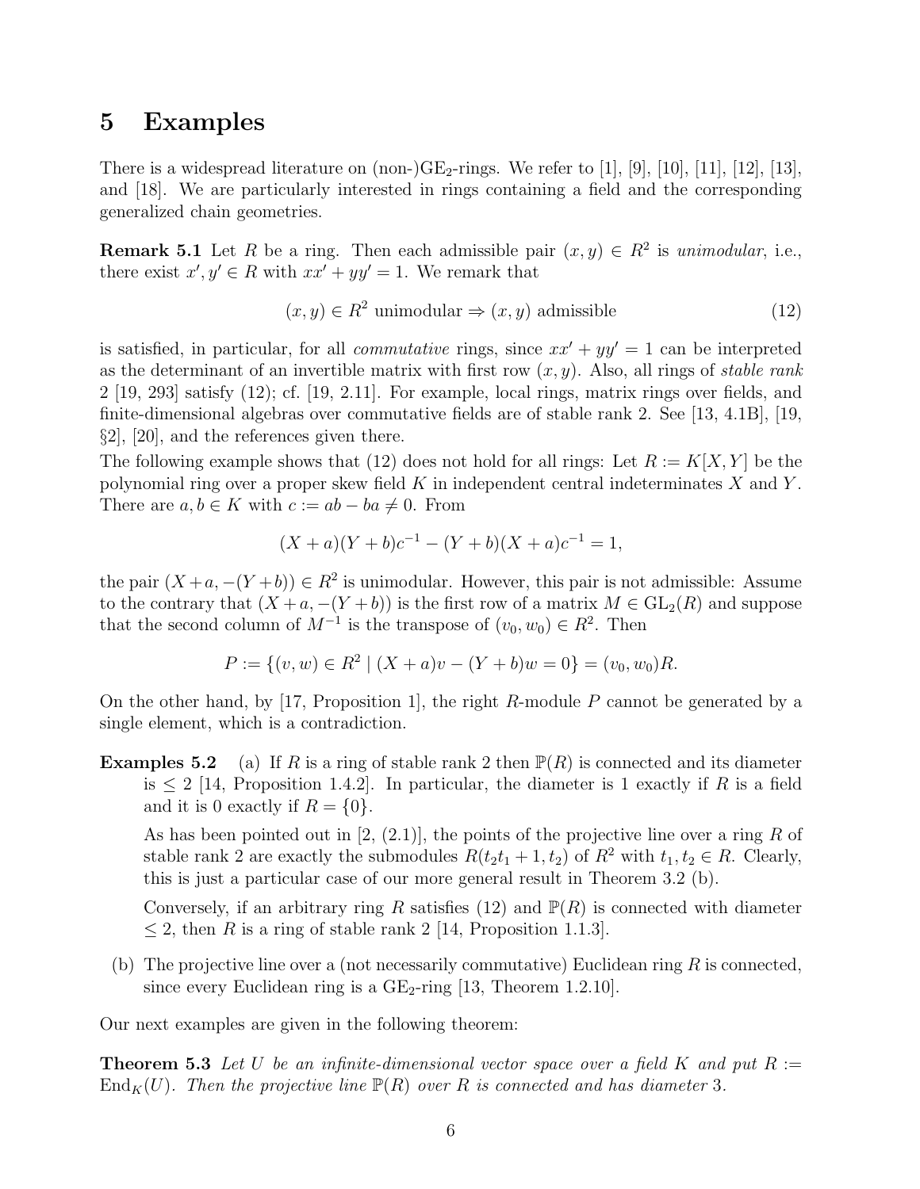# 5 Examples

There is a widespread literature on (non-)GE$_2$-rings. We refer to [1], [9], [10], [11], [12], [13], and [18]. We are particularly interested in rings containing a field and the corresponding generalized chain geometries.

**Remark 5.1** Let $R$ be a ring. Then each admissible pair $(x,y) \in R^2$ is *unimodular*, i.e., there exist $x', y' \in R$ with $xx' + yy' = 1$. We remark that

$$(x,y) \in R^2 \text{ unimodular} \Rightarrow (x,y) \text{ admissible} \tag{12}$$

is satisfied, in particular, for all *commutative* rings, since $xx' + yy' = 1$ can be interpreted as the determinant of an invertible matrix with first row $(x,y)$. Also, all rings of *stable rank* 2 [19, 293] satisfy (12); cf. [19, 2.11]. For example, local rings, matrix rings over fields, and finite-dimensional algebras over commutative fields are of stable rank 2. See [13, 4.1B], [19, §2], [20], and the references given there.

The following example shows that (12) does not hold for all rings: Let $R := K[X,Y]$ be the polynomial ring over a proper skew field $K$ in independent central indeterminates $X$ and $Y$. There are $a, b \in K$ with $c := ab - ba \neq 0$. From

$$(X+a)(Y+b)c^{-1} - (Y+b)(X+a)c^{-1} = 1,$$

the pair $(X+a, -(Y+b)) \in R^2$ is unimodular. However, this pair is not admissible: Assume to the contrary that $(X+a, -(Y+b))$ is the first row of a matrix $M \in \mathrm{GL}_2(R)$ and suppose that the second column of $M^{-1}$ is the transpose of $(v_0, w_0) \in R^2$. Then

$$P := \{(v,w) \in R^2 \mid (X+a)v - (Y+b)w = 0\} = (v_0, w_0)R.$$

On the other hand, by [17, Proposition 1], the right $R$-module $P$ cannot be generated by a single element, which is a contradiction.

**Examples 5.2** (a) If $R$ is a ring of stable rank 2 then $\mathbb{P}(R)$ is connected and its diameter is $\leq 2$ [14, Proposition 1.4.2]. In particular, the diameter is 1 exactly if $R$ is a field and it is 0 exactly if $R = \{0\}$.

As has been pointed out in [2, (2.1)], the points of the projective line over a ring $R$ of stable rank 2 are exactly the submodules $R(t_2 t_1 + 1, t_2)$ of $R^2$ with $t_1, t_2 \in R$. Clearly, this is just a particular case of our more general result in Theorem 3.2 (b).

Conversely, if an arbitrary ring $R$ satisfies (12) and $\mathbb{P}(R)$ is connected with diameter $\leq 2$, then $R$ is a ring of stable rank 2 [14, Proposition 1.1.3].

(b) The projective line over a (not necessarily commutative) Euclidean ring $R$ is connected, since every Euclidean ring is a GE$_2$-ring [13, Theorem 1.2.10].

Our next examples are given in the following theorem:

**Theorem 5.3** *Let $U$ be an infinite-dimensional vector space over a field $K$ and put $R := \mathrm{End}_K(U)$. Then the projective line $\mathbb{P}(R)$ over $R$ is connected and has diameter 3.*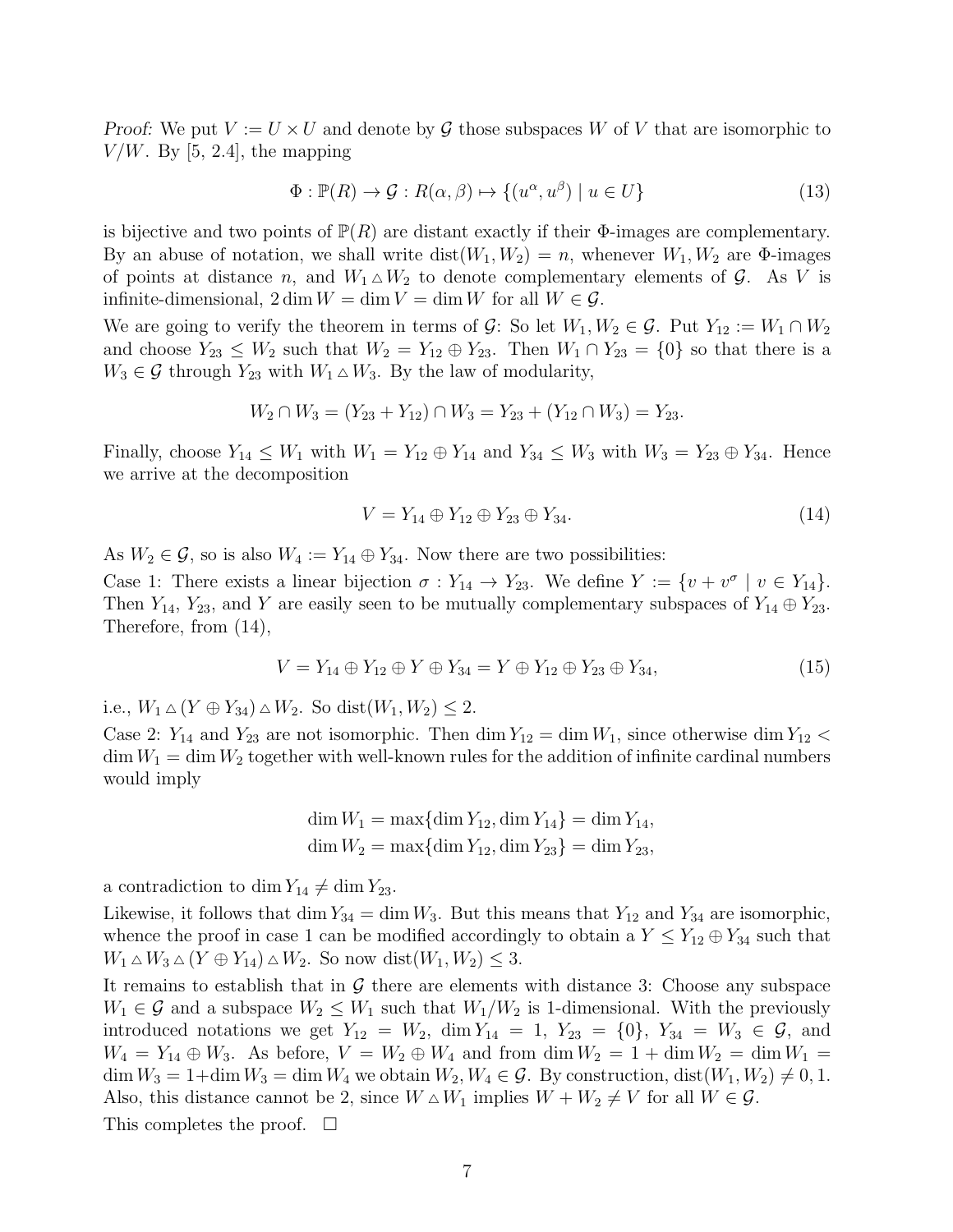*Proof:* We put $V := U \times U$ and denote by $\mathcal{G}$ those subspaces $W$ of $V$ that are isomorphic to $V/W$. By [5, 2.4], the mapping

$$\Phi : \mathbb{P}(R) \to \mathcal{G} : R(\alpha, \beta) \mapsto \{(u^\alpha, u^\beta) \mid u \in U\} \tag{13}$$

is bijective and two points of $\mathbb{P}(R)$ are distant exactly if their $\Phi$-images are complementary. By an abuse of notation, we shall write $\operatorname{dist}(W_1, W_2) = n$, whenever $W_1, W_2$ are $\Phi$-images of points at distance $n$, and $W_1 \vartriangle W_2$ to denote complementary elements of $\mathcal{G}$. As $V$ is infinite-dimensional, $2 \dim W = \dim V = \dim W$ for all $W \in \mathcal{G}$.

We are going to verify the theorem in terms of $\mathcal{G}$: So let $W_1, W_2 \in \mathcal{G}$. Put $Y_{12} := W_1 \cap W_2$ and choose $Y_{23} \leq W_2$ such that $W_2 = Y_{12} \oplus Y_{23}$. Then $W_1 \cap Y_{23} = \{0\}$ so that there is a $W_3 \in \mathcal{G}$ through $Y_{23}$ with $W_1 \vartriangle W_3$. By the law of modularity,

$$W_2 \cap W_3 = (Y_{23} + Y_{12}) \cap W_3 = Y_{23} + (Y_{12} \cap W_3) = Y_{23}.$$

Finally, choose $Y_{14} \leq W_1$ with $W_1 = Y_{12} \oplus Y_{14}$ and $Y_{34} \leq W_3$ with $W_3 = Y_{23} \oplus Y_{34}$. Hence we arrive at the decomposition

$$V = Y_{14} \oplus Y_{12} \oplus Y_{23} \oplus Y_{34}. \tag{14}$$

As $W_2 \in \mathcal{G}$, so is also $W_4 := Y_{14} \oplus Y_{34}$. Now there are two possibilities:

Case 1: There exists a linear bijection $\sigma : Y_{14} \to Y_{23}$. We define $Y := \{v + v^\sigma \mid v \in Y_{14}\}$. Then $Y_{14}$, $Y_{23}$, and $Y$ are easily seen to be mutually complementary subspaces of $Y_{14} \oplus Y_{23}$. Therefore, from (14),

$$V = Y_{14} \oplus Y_{12} \oplus Y \oplus Y_{34} = Y \oplus Y_{12} \oplus Y_{23} \oplus Y_{34}, \tag{15}$$

i.e., $W_1 \vartriangle (Y \oplus Y_{34}) \vartriangle W_2$. So $\operatorname{dist}(W_1, W_2) \leq 2$.

Case 2: $Y_{14}$ and $Y_{23}$ are not isomorphic. Then $\dim Y_{12} = \dim W_1$, since otherwise $\dim Y_{12} < \dim W_1 = \dim W_2$ together with well-known rules for the addition of infinite cardinal numbers would imply

$$\begin{aligned} \dim W_1 &= \max\{\dim Y_{12}, \dim Y_{14}\} = \dim Y_{14}, \\ \dim W_2 &= \max\{\dim Y_{12}, \dim Y_{23}\} = \dim Y_{23}, \end{aligned}$$

a contradiction to $\dim Y_{14} \neq \dim Y_{23}$.

Likewise, it follows that $\dim Y_{34} = \dim W_3$. But this means that $Y_{12}$ and $Y_{34}$ are isomorphic, whence the proof in case 1 can be modified accordingly to obtain a $Y \leq Y_{12} \oplus Y_{34}$ such that $W_1 \vartriangle W_3 \vartriangle (Y \oplus Y_{14}) \vartriangle W_2$. So now $\operatorname{dist}(W_1, W_2) \leq 3$.

It remains to establish that in $\mathcal{G}$ there are elements with distance 3: Choose any subspace $W_1 \in \mathcal{G}$ and a subspace $W_2 \leq W_1$ such that $W_1/W_2$ is 1-dimensional. With the previously introduced notations we get $Y_{12} = W_2$, $\dim Y_{14} = 1$, $Y_{23} = \{0\}$, $Y_{34} = W_3 \in \mathcal{G}$, and $W_4 = Y_{14} \oplus W_3$. As before, $V = W_2 \oplus W_4$ and from $\dim W_2 = 1 + \dim W_2 = \dim W_1 = \dim W_3 = 1 + \dim W_3 = \dim W_4$ we obtain $W_2, W_4 \in \mathcal{G}$. By construction, $\operatorname{dist}(W_1, W_2) \neq 0, 1$. Also, this distance cannot be 2, since $W \vartriangle W_1$ implies $W + W_2 \neq V$ for all $W \in \mathcal{G}$.

This completes the proof. $\square$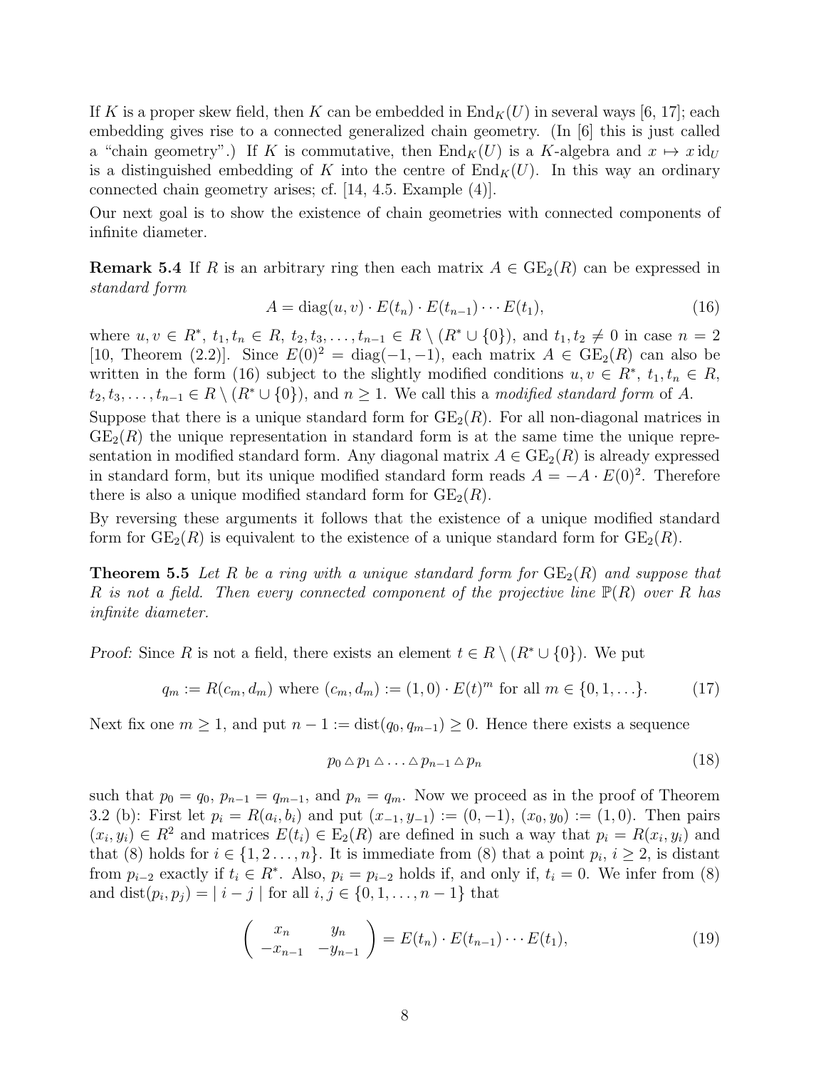If $K$ is a proper skew field, then $K$ can be embedded in $\mathrm{End}_K(U)$ in several ways [6, 17]; each embedding gives rise to a connected generalized chain geometry. (In [6] this is just called a "chain geometry".) If $K$ is commutative, then $\mathrm{End}_K(U)$ is a $K$-algebra and $x \mapsto x\,\mathrm{id}_U$ is a distinguished embedding of $K$ into the centre of $\mathrm{End}_K(U)$. In this way an ordinary connected chain geometry arises; cf. [14, 4.5. Example (4)].

Our next goal is to show the existence of chain geometries with connected components of infinite diameter.

**Remark 5.4** If $R$ is an arbitrary ring then each matrix $A \in \mathrm{GE}_2(R)$ can be expressed in *standard form*

$$A = \mathrm{diag}(u, v) \cdot E(t_n) \cdot E(t_{n-1}) \cdots E(t_1), \tag{16}$$

where $u, v \in R^*$, $t_1, t_n \in R$, $t_2, t_3, \ldots, t_{n-1} \in R \setminus (R^* \cup \{0\})$, and $t_1, t_2 \neq 0$ in case $n = 2$ [10, Theorem (2.2)]. Since $E(0)^2 = \mathrm{diag}(-1, -1)$, each matrix $A \in \mathrm{GE}_2(R)$ can also be written in the form (16) subject to the slightly modified conditions $u, v \in R^*$, $t_1, t_n \in R$, $t_2, t_3, \ldots, t_{n-1} \in R \setminus (R^* \cup \{0\})$, and $n \geq 1$. We call this a *modified standard form* of $A$.

Suppose that there is a unique standard form for $\mathrm{GE}_2(R)$. For all non-diagonal matrices in $\mathrm{GE}_2(R)$ the unique representation in standard form is at the same time the unique representation in modified standard form. Any diagonal matrix $A \in \mathrm{GE}_2(R)$ is already expressed in standard form, but its unique modified standard form reads $A = -A \cdot E(0)^2$. Therefore there is also a unique modified standard form for $\mathrm{GE}_2(R)$.

By reversing these arguments it follows that the existence of a unique modified standard form for $\mathrm{GE}_2(R)$ is equivalent to the existence of a unique standard form for $\mathrm{GE}_2(R)$.

**Theorem 5.5** *Let $R$ be a ring with a unique standard form for $\mathrm{GE}_2(R)$ and suppose that $R$ is not a field. Then every connected component of the projective line $\mathbb{P}(R)$ over $R$ has infinite diameter.*

*Proof:* Since $R$ is not a field, there exists an element $t \in R \setminus (R^* \cup \{0\})$. We put

$$q_m := R(c_m, d_m) \text{ where } (c_m, d_m) := (1, 0) \cdot E(t)^m \text{ for all } m \in \{0, 1, \ldots\}. \tag{17}$$

Next fix one $m \geq 1$, and put $n - 1 := \mathrm{dist}(q_0, q_{m-1}) \geq 0$. Hence there exists a sequence

$$p_0 \vartriangle p_1 \vartriangle \ldots \vartriangle p_{n-1} \vartriangle p_n \tag{18}$$

such that $p_0 = q_0$, $p_{n-1} = q_{m-1}$, and $p_n = q_m$. Now we proceed as in the proof of Theorem 3.2 (b): First let $p_i = R(a_i, b_i)$ and put $(x_{-1}, y_{-1}) := (0, -1)$, $(x_0, y_0) := (1, 0)$. Then pairs $(x_i, y_i) \in R^2$ and matrices $E(t_i) \in \mathrm{E}_2(R)$ are defined in such a way that $p_i = R(x_i, y_i)$ and that (8) holds for $i \in \{1, 2 \ldots, n\}$. It is immediate from (8) that a point $p_i$, $i \geq 2$, is distant from $p_{i-2}$ exactly if $t_i \in R^*$. Also, $p_i = p_{i-2}$ holds if, and only if, $t_i = 0$. We infer from (8) and $\mathrm{dist}(p_i, p_j) = |\, i - j \,|$ for all $i, j \in \{0, 1, \ldots, n-1\}$ that

$$\begin{pmatrix} x_n & y_n \\ -x_{n-1} & -y_{n-1} \end{pmatrix} = E(t_n) \cdot E(t_{n-1}) \cdots E(t_1), \tag{19}$$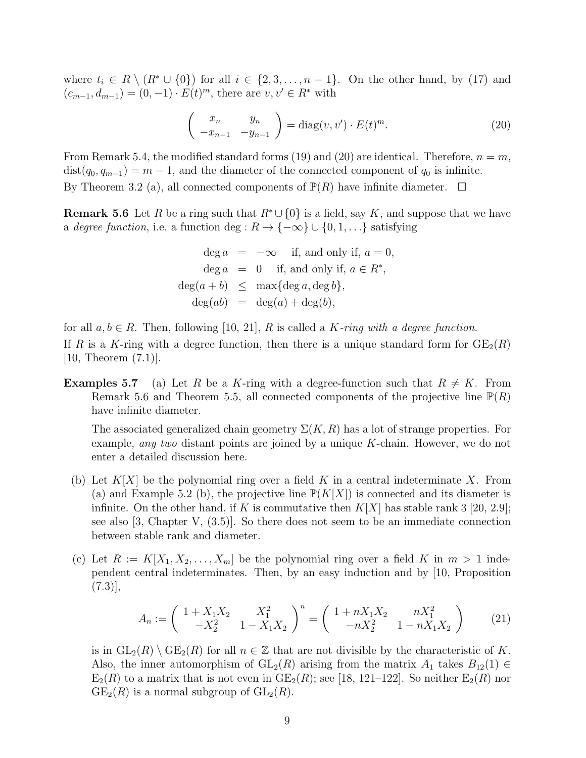where $t_i \in R \setminus (R^* \cup \{0\})$ for all $i \in \{2, 3, \ldots, n-1\}$. On the other hand, by (17) and $(c_{m-1}, d_{m-1}) = (0, -1) \cdot E(t)^m$, there are $v, v' \in R^*$ with

$$\begin{pmatrix} x_n & y_n \\ -x_{n-1} & -y_{n-1} \end{pmatrix} = \operatorname{diag}(v, v') \cdot E(t)^m. \tag{20}$$

From Remark 5.4, the modified standard forms (19) and (20) are identical. Therefore, $n = m$, $\operatorname{dist}(q_0, q_{m-1}) = m - 1$, and the diameter of the connected component of $q_0$ is infinite. By Theorem 3.2 (a), all connected components of $\mathbb{P}(R)$ have infinite diameter. $\square$

**Remark 5.6** Let $R$ be a ring such that $R^* \cup \{0\}$ is a field, say $K$, and suppose that we have a *degree function*, i.e. a function $\deg : R \to \{-\infty\} \cup \{0, 1, \ldots\}$ satisfying

$$\begin{aligned}
\deg a &= -\infty \quad \text{if, and only if, } a = 0, \\
\deg a &= 0 \quad \text{if, and only if, } a \in R^*, \\
\deg(a + b) &\leq \max\{\deg a, \deg b\}, \\
\deg(ab) &= \deg(a) + \deg(b),
\end{aligned}$$

for all $a, b \in R$. Then, following [10, 21], $R$ is called a *$K$-ring with a degree function*.

If $R$ is a $K$-ring with a degree function, then there is a unique standard form for $\mathrm{GE}_2(R)$ [10, Theorem (7.1)].

**Examples 5.7** (a) Let $R$ be a $K$-ring with a degree-function such that $R \neq K$. From Remark 5.6 and Theorem 5.5, all connected components of the projective line $\mathbb{P}(R)$ have infinite diameter.

The associated generalized chain geometry $\Sigma(K, R)$ has a lot of strange properties. For example, *any two* distant points are joined by a unique $K$-chain. However, we do not enter a detailed discussion here.

(b) Let $K[X]$ be the polynomial ring over a field $K$ in a central indeterminate $X$. From (a) and Example 5.2 (b), the projective line $\mathbb{P}(K[X])$ is connected and its diameter is infinite. On the other hand, if $K$ is commutative then $K[X]$ has stable rank 3 [20, 2.9]; see also [3, Chapter V, (3.5)]. So there does not seem to be an immediate connection between stable rank and diameter.

(c) Let $R := K[X_1, X_2, \ldots, X_m]$ be the polynomial ring over a field $K$ in $m > 1$ independent central indeterminates. Then, by an easy induction and by [10, Proposition (7.3)],

$$A_n := \begin{pmatrix} 1 + X_1 X_2 & X_1^2 \\ -X_2^2 & 1 - X_1 X_2 \end{pmatrix}^n = \begin{pmatrix} 1 + nX_1 X_2 & nX_1^2 \\ -nX_2^2 & 1 - nX_1 X_2 \end{pmatrix} \tag{21}$$

is in $\mathrm{GL}_2(R) \setminus \mathrm{GE}_2(R)$ for all $n \in \mathbb{Z}$ that are not divisible by the characteristic of $K$. Also, the inner automorphism of $\mathrm{GL}_2(R)$ arising from the matrix $A_1$ takes $B_{12}(1) \in \mathrm{E}_2(R)$ to a matrix that is not even in $\mathrm{GE}_2(R)$; see [18, 121–122]. So neither $\mathrm{E}_2(R)$ nor $\mathrm{GE}_2(R)$ is a normal subgroup of $\mathrm{GL}_2(R)$.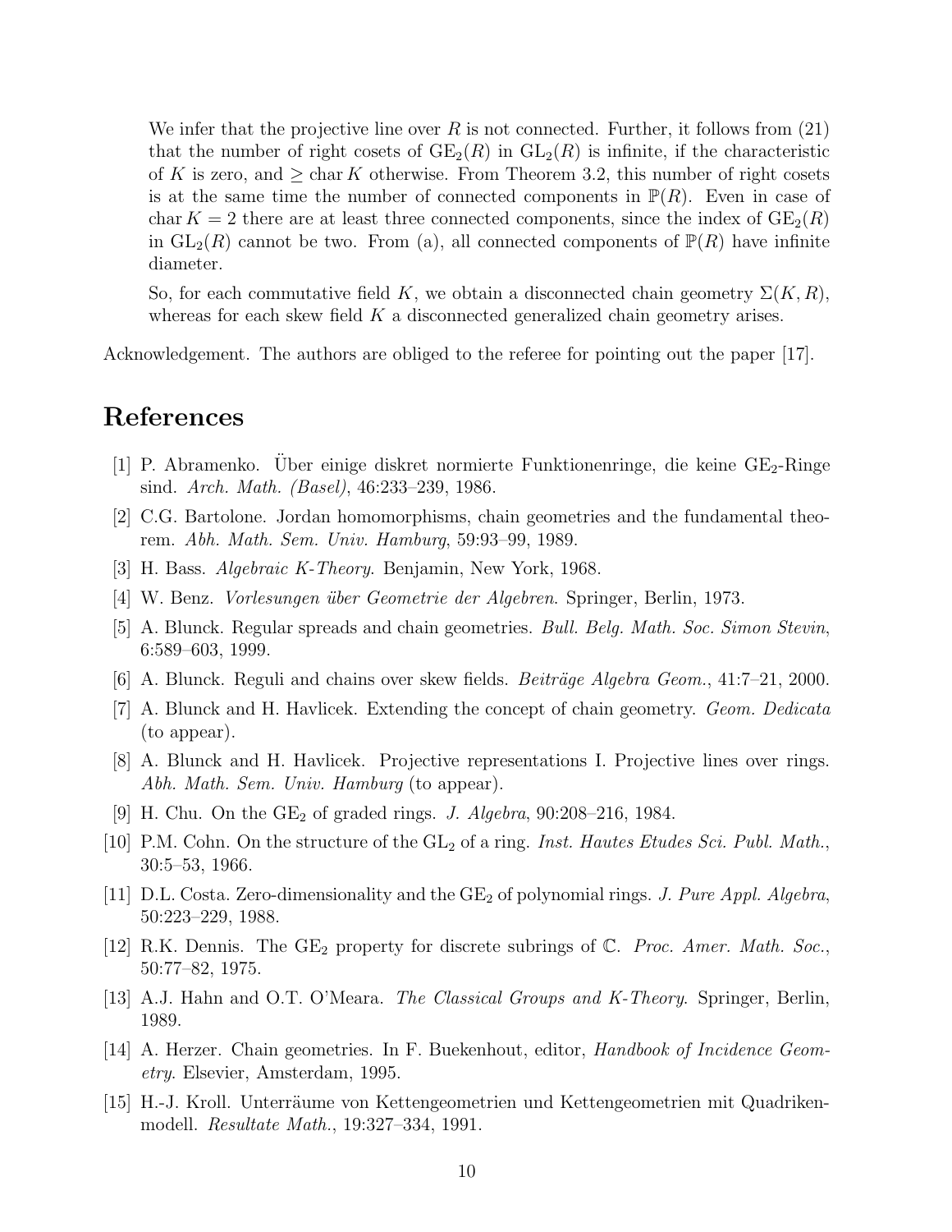We infer that the projective line over $R$ is not connected. Further, it follows from (21) that the number of right cosets of $\mathrm{GE}_2(R)$ in $\mathrm{GL}_2(R)$ is infinite, if the characteristic of $K$ is zero, and $\geq \operatorname{char} K$ otherwise. From Theorem 3.2, this number of right cosets is at the same time the number of connected components in $\mathbb{P}(R)$. Even in case of $\operatorname{char} K = 2$ there are at least three connected components, since the index of $\mathrm{GE}_2(R)$ in $\mathrm{GL}_2(R)$ cannot be two. From (a), all connected components of $\mathbb{P}(R)$ have infinite diameter.

So, for each commutative field $K$, we obtain a disconnected chain geometry $\Sigma(K, R)$, whereas for each skew field $K$ a disconnected generalized chain geometry arises.

Acknowledgement. The authors are obliged to the referee for pointing out the paper [17].

# References

[1] P. Abramenko. Über einige diskret normierte Funktionenringe, die keine $\mathrm{GE}_2$-Ringe sind. *Arch. Math. (Basel)*, 46:233–239, 1986.

[2] C.G. Bartolone. Jordan homomorphisms, chain geometries and the fundamental theorem. *Abh. Math. Sem. Univ. Hamburg*, 59:93–99, 1989.

[3] H. Bass. *Algebraic K-Theory*. Benjamin, New York, 1968.

[4] W. Benz. *Vorlesungen über Geometrie der Algebren*. Springer, Berlin, 1973.

[5] A. Blunck. Regular spreads and chain geometries. *Bull. Belg. Math. Soc. Simon Stevin*, 6:589–603, 1999.

[6] A. Blunck. Reguli and chains over skew fields. *Beiträge Algebra Geom.*, 41:7–21, 2000.

[7] A. Blunck and H. Havlicek. Extending the concept of chain geometry. *Geom. Dedicata* (to appear).

[8] A. Blunck and H. Havlicek. Projective representations I. Projective lines over rings. *Abh. Math. Sem. Univ. Hamburg* (to appear).

[9] H. Chu. On the $\mathrm{GE}_2$ of graded rings. *J. Algebra*, 90:208–216, 1984.

[10] P.M. Cohn. On the structure of the $\mathrm{GL}_2$ of a ring. *Inst. Hautes Etudes Sci. Publ. Math.*, 30:5–53, 1966.

[11] D.L. Costa. Zero-dimensionality and the $\mathrm{GE}_2$ of polynomial rings. *J. Pure Appl. Algebra*, 50:223–229, 1988.

[12] R.K. Dennis. The $\mathrm{GE}_2$ property for discrete subrings of $\mathbb{C}$. *Proc. Amer. Math. Soc.*, 50:77–82, 1975.

[13] A.J. Hahn and O.T. O'Meara. *The Classical Groups and K-Theory*. Springer, Berlin, 1989.

[14] A. Herzer. Chain geometries. In F. Buekenhout, editor, *Handbook of Incidence Geometry*. Elsevier, Amsterdam, 1995.

[15] H.-J. Kroll. Unterräume von Kettengeometrien und Kettengeometrien mit Quadrikenmodell. *Resultate Math.*, 19:327–334, 1991.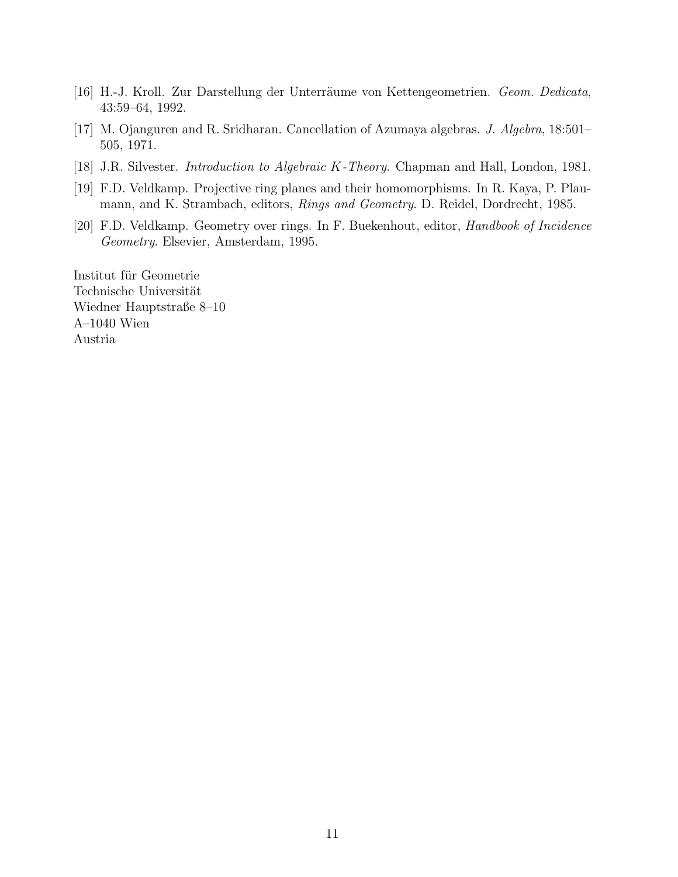[16] H.-J. Kroll. Zur Darstellung der Unterräume von Kettengeometrien. *Geom. Dedicata*, 43:59–64, 1992.

[17] M. Ojanguren and R. Sridharan. Cancellation of Azumaya algebras. *J. Algebra*, 18:501–505, 1971.

[18] J.R. Silvester. *Introduction to Algebraic K-Theory*. Chapman and Hall, London, 1981.

[19] F.D. Veldkamp. Projective ring planes and their homomorphisms. In R. Kaya, P. Plaumann, and K. Strambach, editors, *Rings and Geometry*. D. Reidel, Dordrecht, 1985.

[20] F.D. Veldkamp. Geometry over rings. In F. Buekenhout, editor, *Handbook of Incidence Geometry*. Elsevier, Amsterdam, 1995.

Institut für Geometrie
Technische Universität
Wiedner Hauptstraße 8–10
A–1040 Wien
Austria